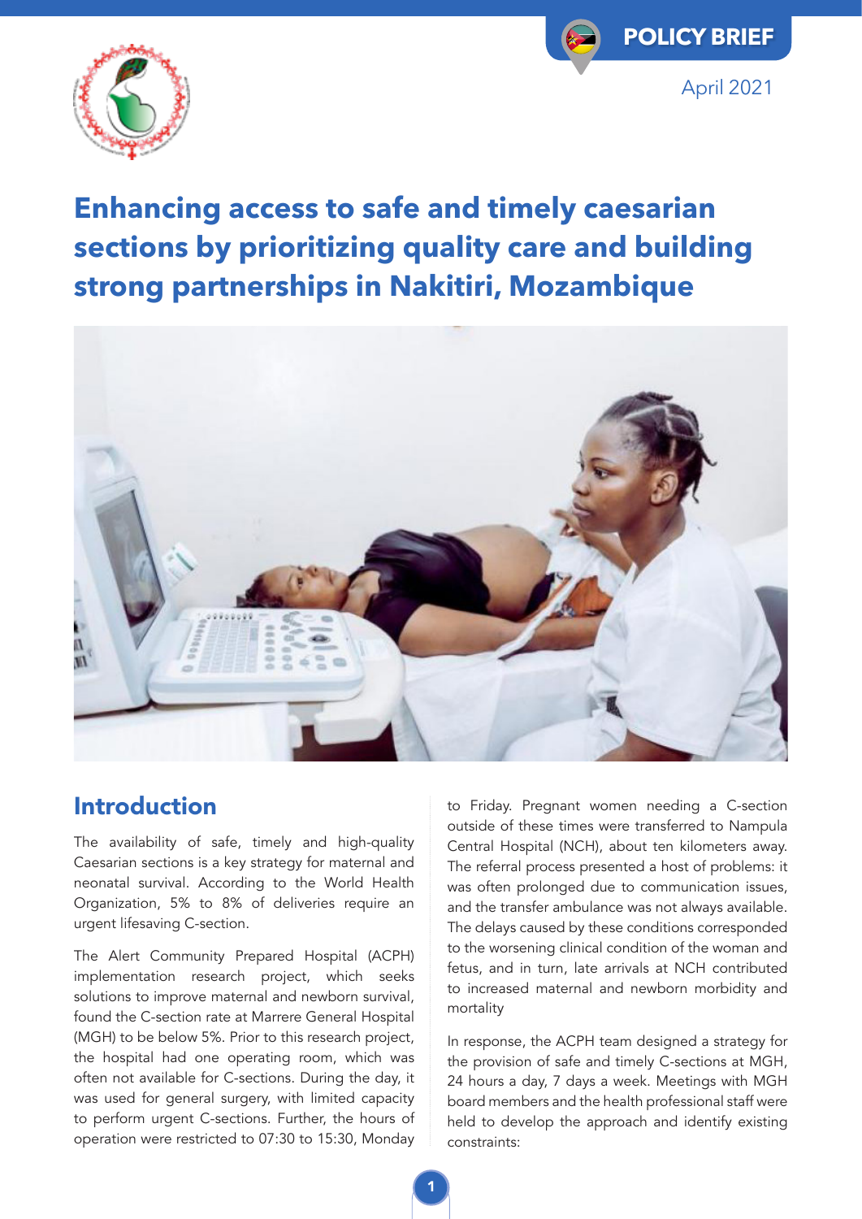POLICY BRIEF

April 2021

# Enhancing access to safe and timely caesarian sections by prioritizing quality care and building strong partnerships in Nakitiri, Mozambique

## Introduction

The availability of safe, timely and high-quality Caesarian sections is a key strategy for maternal and neonatal survival. According to the World Health Organization, 5% to 8% of deliveries require an urgent lifesaving C-section.

The Alert Community Prepared Hospital (ACPH) implementation research project, which seeks solutions to improve maternal and newborn survival, found the C-section rate at Marrere General Hospital (MGH) to be below 5%. Prior to this research project, the hospital had one operating room, which was often not available for C-sections. During the day, it was used for general surgery, with limited capacity to perform urgent C-sections. Further, the hours of operation were restricted to 07:30 to 15:30, Monday to Friday. Pregnant women needing a C-section outside of these times were transferred to Nampula Central Hospital (NCH), about ten kilometers away. The referral process presented a host of problems: it was often prolonged due to communication issues, and the transfer ambulance was not always available. The delays caused by these conditions corresponded to the worsening clinical condition of the woman and fetus, and in turn, late arrivals at NCH contributed to increased maternal and newborn morbidity and mortality

In response, the ACPH team designed a strategy for the provision of safe and timely C-sections at MGH, 24 hours a day, 7 days a week. Meetings with MGH board members and the health professional staff were held to develop the approach and identify existing constraints: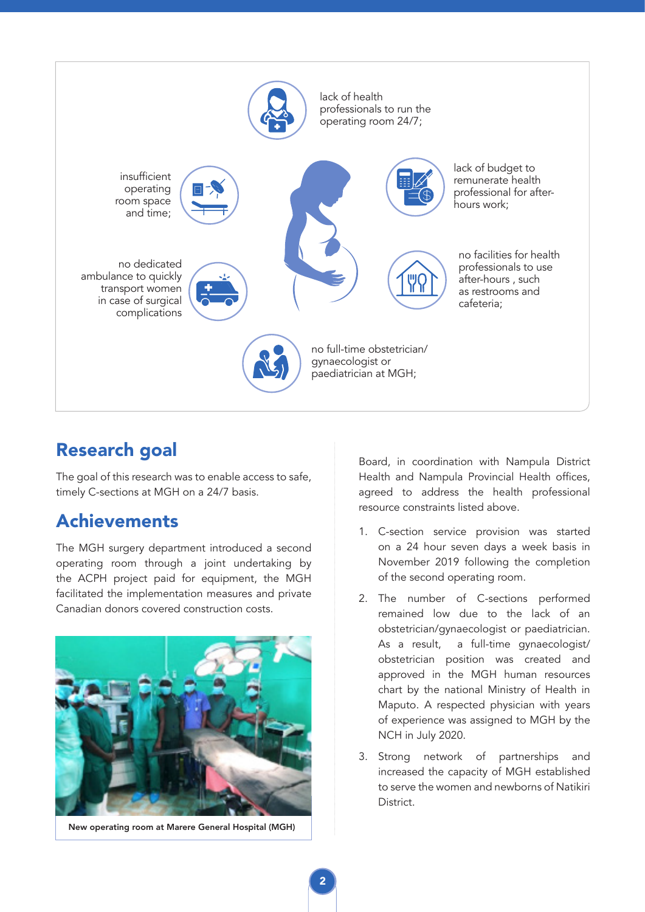- lack of health professionals to run the operating room 24/7;
- insufficient operating room space and time;
- lack of budget to remunerate health professional for after-hours work;
- no dedicated ambulance to quickly transport women in case of surgical complications
- no facilities for health professionals to use after-hours , such as restrooms and cafeteria;
- no full-time obstetrician/ gynaecologist or paediatrician at MGH;

## Research goal

The goal of this research was to enable access to safe, timely C-sections at MGH on a 24/7 basis.

## Achievements

The MGH surgery department introduced a second operating room through a joint undertaking by the ACPH project paid for equipment, the MGH facilitated the implementation measures and private Canadian donors covered construction costs.

New operating room at Marere General Hospital (MGH)

Board, in coordination with Nampula District Health and Nampula Provincial Health offices, agreed to address the health professional resource constraints listed above.

1. C-section service provision was started on a 24 hour seven days a week basis in November 2019 following the completion of the second operating room.
2. The number of C-sections performed remained low due to the lack of an obstetrician/gynaecologist or paediatrician. As a result, a full-time gynaecologist/ obstetrician position was created and approved in the MGH human resources chart by the national Ministry of Health in Maputo. A respected physician with years of experience was assigned to MGH by the NCH in July 2020.
3. Strong network of partnerships and increased the capacity of MGH established to serve the women and newborns of Natikiri District.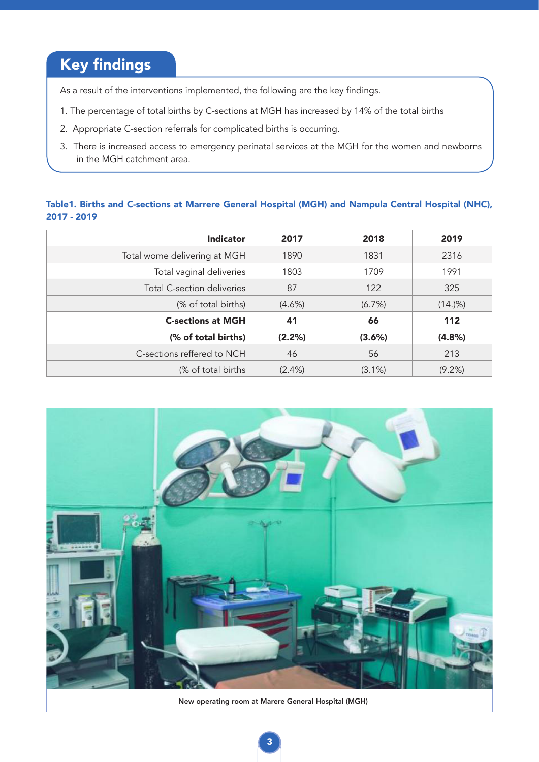## Key findings

As a result of the interventions implemented, the following are the key findings.

1. The percentage of total births by C-sections at MGH has increased by 14% of the total births
2. Appropriate C-section referrals for complicated births is occurring.
3. There is increased access to emergency perinatal services at the MGH for the women and newborns in the MGH catchment area.

**Table1. Births and C-sections at Marrere General Hospital (MGH) and Nampula Central Hospital (NHC), 2017 - 2019**

| Indicator | 2017 | 2018 | 2019 |
|---:|---|---|---|
| Total wome delivering at MGH | 1890 | 1831 | 2316 |
| Total vaginal deliveries | 1803 | 1709 | 1991 |
| Total C-section deliveries | 87 | 122 | 325 |
| (% of total births) | (4.6%) | (6.7%) | (14.)%) |
| **C-sections at MGH** | **41** | **66** | **112** |
| **(% of total births)** | **(2.2%)** | **(3.6%)** | **(4.8%)** |
| C-sections reffered to NCH | 46 | 56 | 213 |
| (% of total births | (2.4%) | (3.1%) | (9.2%) |

New operating room at Marere General Hospital (MGH)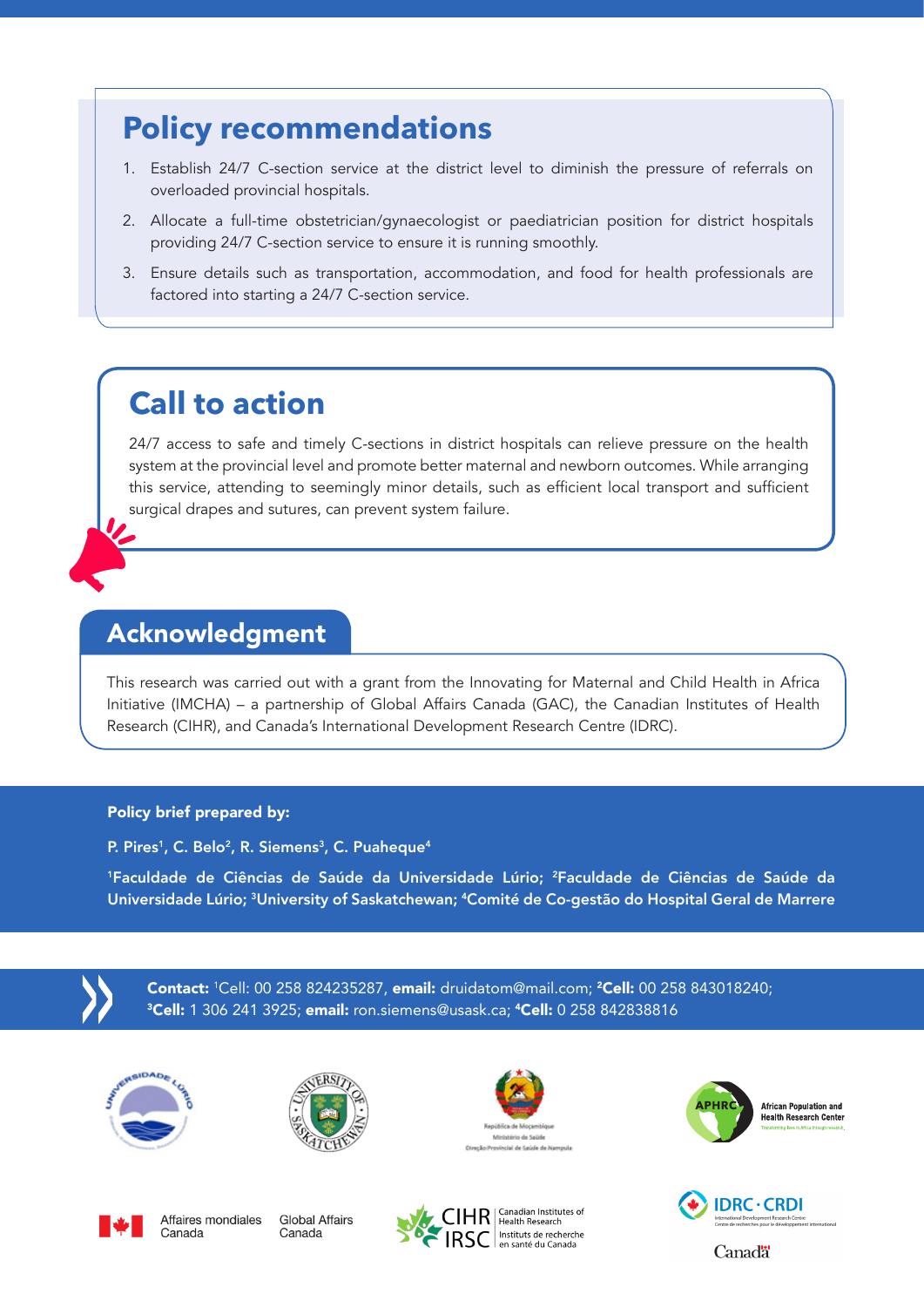## Policy recommendations

1. Establish 24/7 C-section service at the district level to diminish the pressure of referrals on overloaded provincial hospitals.
2. Allocate a full-time obstetrician/gynaecologist or paediatrician position for district hospitals providing 24/7 C-section service to ensure it is running smoothly.
3. Ensure details such as transportation, accommodation, and food for health professionals are factored into starting a 24/7 C-section service.

## Call to action

24/7 access to safe and timely C-sections in district hospitals can relieve pressure on the health system at the provincial level and promote better maternal and newborn outcomes. While arranging this service, attending to seemingly minor details, such as efficient local transport and sufficient surgical drapes and sutures, can prevent system failure.

## Acknowledgment

This research was carried out with a grant from the Innovating for Maternal and Child Health in Africa Initiative (IMCHA) – a partnership of Global Affairs Canada (GAC), the Canadian Institutes of Health Research (CIHR), and Canada's International Development Research Centre (IDRC).

**Policy brief prepared by:**

**P. Pires[1], C. Belo[2], R. Siemens[3], C. Puaheque[4]**

**[1]Faculdade de Ciências de Saúde da Universidade Lúrio; [2]Faculdade de Ciências de Saúde da Universidade Lúrio; [3]University of Saskatchewan; [4]Comité de Co-gestão do Hospital Geral de Marrere**

**Contact:** [1]Cell: 00 258 824235287, **email:** druidatom@mail.com; [2]**Cell:** 00 258 843018240; [3]**Cell:** 1 306 241 3925; **email:** ron.siemens@usask.ca; [4]**Cell:** 0 258 842838816